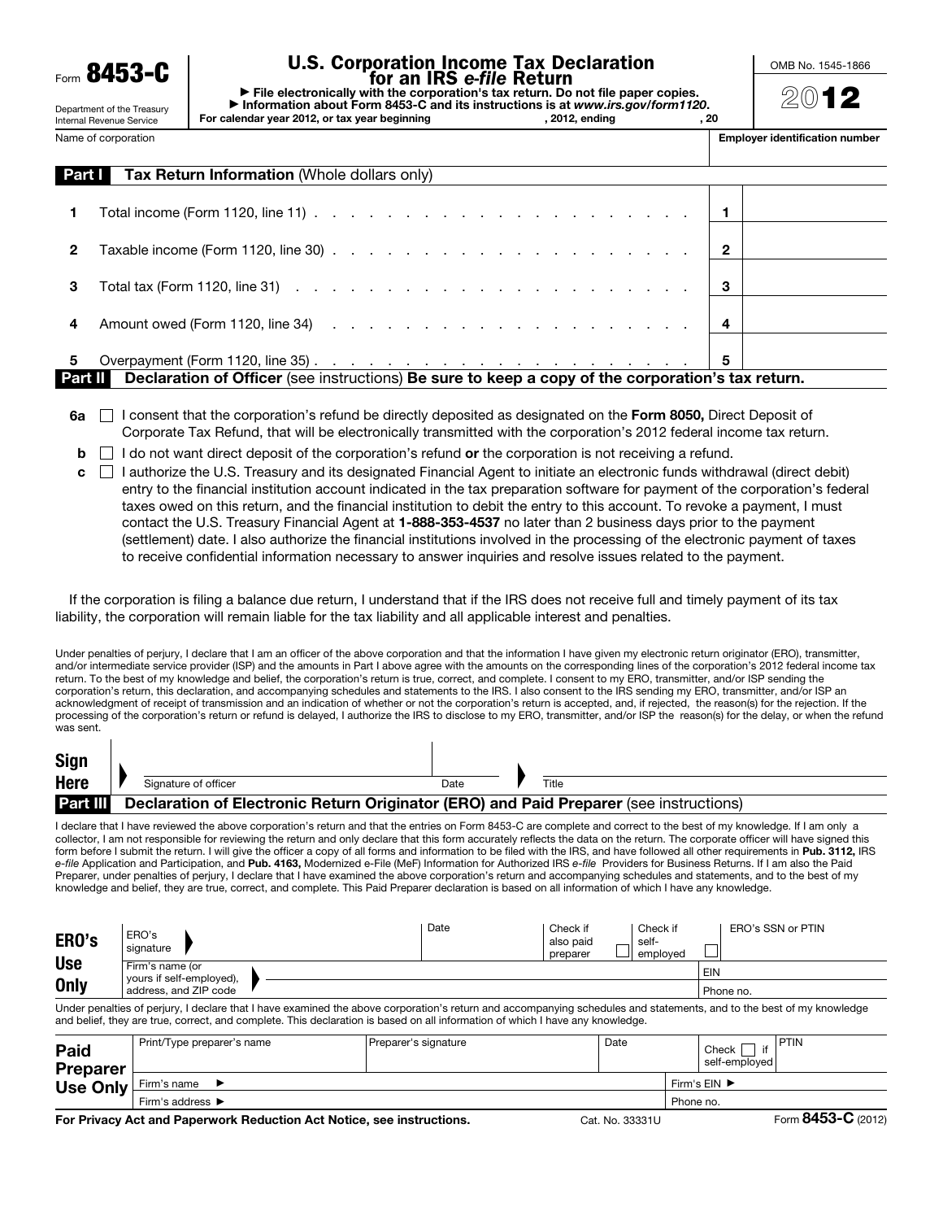Form **8453-C**

Department of the Treasury
Internal Revenue Service

# U.S. Corporation Income Tax Declaration for an IRS *e-file* Return

▶ File electronically with the corporation's tax return. Do not file paper copies.
▶ Information about Form 8453-C and its instructions is at *www.irs.gov/form1120*.

For calendar year 2012, or tax year beginning , 2012, ending , 20

OMB No. 1545-1866

**2012**

Name of corporation | **Employer identification number**

## Part I Tax Return Information (Whole dollars only)

| | | | |
|---|---|---|---|
| **1** | Total income (Form 1120, line 11) | **1** | |
| **2** | Taxable income (Form 1120, line 30) | **2** | |
| **3** | Total tax (Form 1120, line 31) | **3** | |
| **4** | Amount owed (Form 1120, line 34) | **4** | |
| **5** | Overpayment (Form 1120, line 35) | **5** | |

## Part II Declaration of Officer (see instructions) Be sure to keep a copy of the corporation's tax return.

**6a** ☐ I consent that the corporation's refund be directly deposited as designated on the **Form 8050,** Direct Deposit of Corporate Tax Refund, that will be electronically transmitted with the corporation's 2012 federal income tax return.

**b** ☐ I do not want direct deposit of the corporation's refund **or** the corporation is not receiving a refund.

**c** ☐ I authorize the U.S. Treasury and its designated Financial Agent to initiate an electronic funds withdrawal (direct debit) entry to the financial institution account indicated in the tax preparation software for payment of the corporation's federal taxes owed on this return, and the financial institution to debit the entry to this account. To revoke a payment, I must contact the U.S. Treasury Financial Agent at **1-888-353-4537** no later than 2 business days prior to the payment (settlement) date. I also authorize the financial institutions involved in the processing of the electronic payment of taxes to receive confidential information necessary to answer inquiries and resolve issues related to the payment.

If the corporation is filing a balance due return, I understand that if the IRS does not receive full and timely payment of its tax liability, the corporation will remain liable for the tax liability and all applicable interest and penalties.

Under penalties of perjury, I declare that I am an officer of the above corporation and that the information I have given my electronic return originator (ERO), transmitter, and/or intermediate service provider (ISP) and the amounts in Part I above agree with the amounts on the corresponding lines of the corporation's 2012 federal income tax return. To the best of my knowledge and belief, the corporation's return is true, correct, and complete. I consent to my ERO, transmitter, and/or ISP sending the corporation's return, this declaration, and accompanying schedules and statements to the IRS. I also consent to the IRS sending my ERO, transmitter, and/or ISP an acknowledgment of receipt of transmission and an indication of whether or not the corporation's return is accepted, and, if rejected, the reason(s) for the rejection. If the processing of the corporation's return or refund is delayed, I authorize the IRS to disclose to my ERO, transmitter, and/or ISP the reason(s) for the delay, or when the refund was sent.

| **Sign Here** | ▶ Signature of officer | Date | ▶ Title |
|---|---|---|---|

## Part III Declaration of Electronic Return Originator (ERO) and Paid Preparer (see instructions)

I declare that I have reviewed the above corporation's return and that the entries on Form 8453-C are complete and correct to the best of my knowledge. If I am only a collector, I am not responsible for reviewing the return and only declare that this form accurately reflects the data on the return. The corporate officer will have signed this form before I submit the return. I will give the officer a copy of all forms and information to be filed with the IRS, and have followed all other requirements in **Pub. 3112,** IRS *e-file* Application and Participation, and **Pub. 4163,** Modernized e-File (MeF) Information for Authorized IRS *e-file* Providers for Business Returns. If I am also the Paid Preparer, under penalties of perjury, I declare that I have examined the above corporation's return and accompanying schedules and statements, and to the best of my knowledge and belief, they are true, correct, and complete. This Paid Preparer declaration is based on all information of which I have any knowledge.

| **ERO's Use Only** | | | | | |
|---|---|---|---|---|---|
| ERO's signature ▶ | Date | Check if also paid preparer ☐ | Check if self-employed ☐ | ERO's SSN or PTIN | |
| Firm's name (or yours if self-employed), address, and ZIP code ▶ | | | | EIN | |
| | | | | Phone no. | |

Under penalties of perjury, I declare that I have examined the above corporation's return and accompanying schedules and statements, and to the best of my knowledge and belief, they are true, correct, and complete. This declaration is based on all information of which I have any knowledge.

| **Paid Preparer Use Only** | | | | |
|---|---|---|---|---|
| Print/Type preparer's name | Preparer's signature | Date | Check ☐ if self-employed | PTIN |
| Firm's name ▶ | | | Firm's EIN ▶ | |
| Firm's address ▶ | | | Phone no. | |

**For Privacy Act and Paperwork Reduction Act Notice, see instructions.** Cat. No. 33331U Form **8453-C** (2012)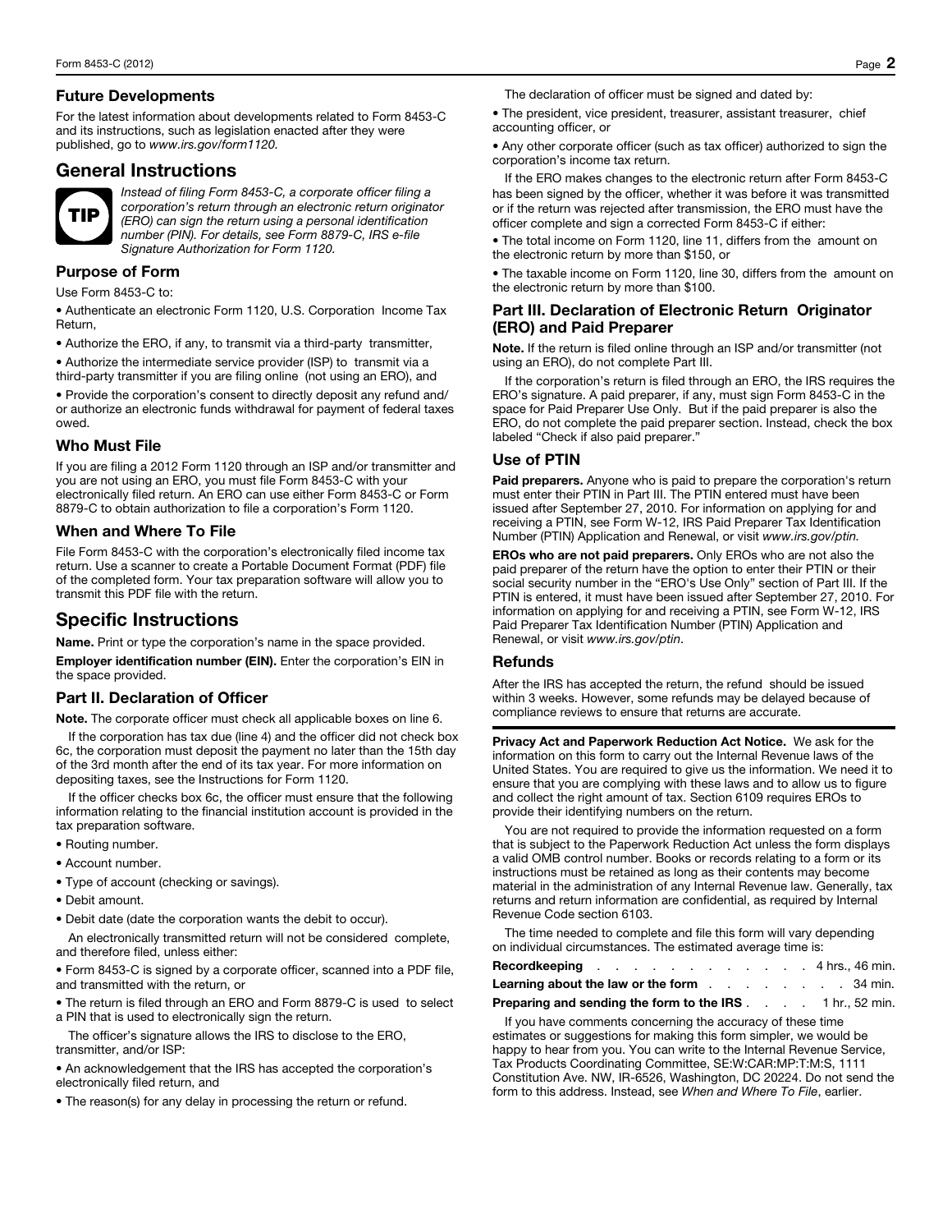## Future Developments

For the latest information about developments related to Form 8453-C and its instructions, such as legislation enacted after they were published, go to *www.irs.gov/form1120.*

# General Instructions

**TIP** *Instead of filing Form 8453-C, a corporate officer filing a corporation's return through an electronic return originator (ERO) can sign the return using a personal identification number (PIN). For details, see Form 8879-C, IRS e-file Signature Authorization for Form 1120.*

## Purpose of Form

Use Form 8453-C to:

- Authenticate an electronic Form 1120, U.S. Corporation Income Tax Return,
- Authorize the ERO, if any, to transmit via a third-party transmitter,
- Authorize the intermediate service provider (ISP) to transmit via a third-party transmitter if you are filing online (not using an ERO), and
- Provide the corporation's consent to directly deposit any refund and/or authorize an electronic funds withdrawal for payment of federal taxes owed.

## Who Must File

If you are filing a 2012 Form 1120 through an ISP and/or transmitter and you are not using an ERO, you must file Form 8453-C with your electronically filed return. An ERO can use either Form 8453-C or Form 8879-C to obtain authorization to file a corporation's Form 1120.

## When and Where To File

File Form 8453-C with the corporation's electronically filed income tax return. Use a scanner to create a Portable Document Format (PDF) file of the completed form. Your tax preparation software will allow you to transmit this PDF file with the return.

# Specific Instructions

**Name.** Print or type the corporation's name in the space provided.

**Employer identification number (EIN).** Enter the corporation's EIN in the space provided.

## Part II. Declaration of Officer

**Note.** The corporate officer must check all applicable boxes on line 6.

If the corporation has tax due (line 4) and the officer did not check box 6c, the corporation must deposit the payment no later than the 15th day of the 3rd month after the end of its tax year. For more information on depositing taxes, see the Instructions for Form 1120.

If the officer checks box 6c, the officer must ensure that the following information relating to the financial institution account is provided in the tax preparation software.

- Routing number.
- Account number.
- Type of account (checking or savings).
- Debit amount.
- Debit date (date the corporation wants the debit to occur).

An electronically transmitted return will not be considered complete, and therefore filed, unless either:

- Form 8453-C is signed by a corporate officer, scanned into a PDF file, and transmitted with the return, or
- The return is filed through an ERO and Form 8879-C is used to select a PIN that is used to electronically sign the return.

The officer's signature allows the IRS to disclose to the ERO, transmitter, and/or ISP:

- An acknowledgement that the IRS has accepted the corporation's electronically filed return, and
- The reason(s) for any delay in processing the return or refund.

The declaration of officer must be signed and dated by:

- The president, vice president, treasurer, assistant treasurer, chief accounting officer, or
- Any other corporate officer (such as tax officer) authorized to sign the corporation's income tax return.

If the ERO makes changes to the electronic return after Form 8453-C has been signed by the officer, whether it was before it was transmitted or if the return was rejected after transmission, the ERO must have the officer complete and sign a corrected Form 8453-C if either:

- The total income on Form 1120, line 11, differs from the amount on the electronic return by more than $150, or
- The taxable income on Form 1120, line 30, differs from the amount on the electronic return by more than $100.

## Part III. Declaration of Electronic Return Originator (ERO) and Paid Preparer

**Note.** If the return is filed online through an ISP and/or transmitter (not using an ERO), do not complete Part III.

If the corporation's return is filed through an ERO, the IRS requires the ERO's signature. A paid preparer, if any, must sign Form 8453-C in the space for Paid Preparer Use Only. But if the paid preparer is also the ERO, do not complete the paid preparer section. Instead, check the box labeled "Check if also paid preparer."

## Use of PTIN

**Paid preparers.** Anyone who is paid to prepare the corporation's return must enter their PTIN in Part III. The PTIN entered must have been issued after September 27, 2010. For information on applying for and receiving a PTIN, see Form W-12, IRS Paid Preparer Tax Identification Number (PTIN) Application and Renewal, or visit *www.irs.gov/ptin.*

**EROs who are not paid preparers.** Only EROs who are not also the paid preparer of the return have the option to enter their PTIN or their social security number in the "ERO's Use Only" section of Part III. If the PTIN is entered, it must have been issued after September 27, 2010. For information on applying for and receiving a PTIN, see Form W-12, IRS Paid Preparer Tax Identification Number (PTIN) Application and Renewal, or visit *www.irs.gov/ptin*.

## Refunds

After the IRS has accepted the return, the refund should be issued within 3 weeks. However, some refunds may be delayed because of compliance reviews to ensure that returns are accurate.

**Privacy Act and Paperwork Reduction Act Notice.** We ask for the information on this form to carry out the Internal Revenue laws of the United States. You are required to give us the information. We need it to ensure that you are complying with these laws and to allow us to figure and collect the right amount of tax. Section 6109 requires EROs to provide their identifying numbers on the return.

You are not required to provide the information requested on a form that is subject to the Paperwork Reduction Act unless the form displays a valid OMB control number. Books or records relating to a form or its instructions must be retained as long as their contents may become material in the administration of any Internal Revenue law. Generally, tax returns and return information are confidential, as required by Internal Revenue Code section 6103.

The time needed to complete and file this form will vary depending on individual circumstances. The estimated average time is:

| | |
|---|---|
| **Recordkeeping** | 4 hrs., 46 min. |
| **Learning about the law or the form** | 34 min. |
| **Preparing and sending the form to the IRS** | 1 hr., 52 min. |

If you have comments concerning the accuracy of these time estimates or suggestions for making this form simpler, we would be happy to hear from you. You can write to the Internal Revenue Service, Tax Products Coordinating Committee, SE:W:CAR:MP:T:M:S, 1111 Constitution Ave. NW, IR-6526, Washington, DC 20224. Do not send the form to this address. Instead, see *When and Where To File*, earlier.